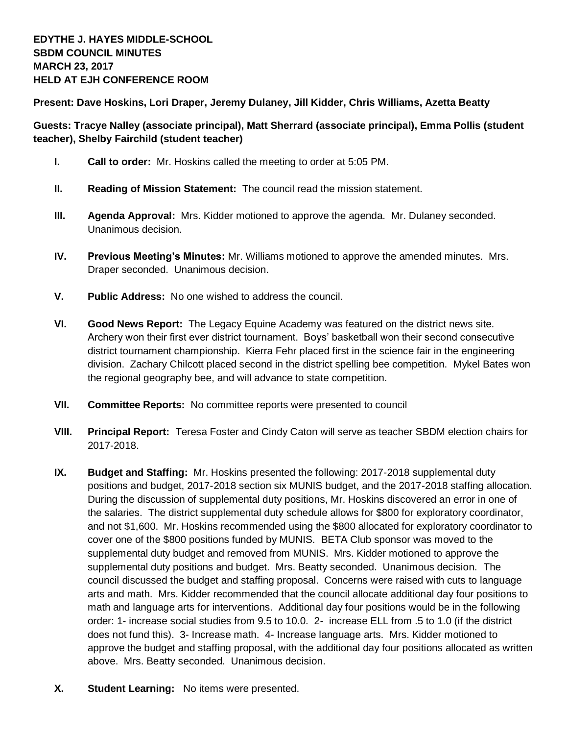**EDYTHE J. HAYES MIDDLE-SCHOOL**
**SBDM COUNCIL MINUTES**
**MARCH 23, 2017**
**HELD AT EJH CONFERENCE ROOM**

**Present: Dave Hoskins, Lori Draper, Jeremy Dulaney, Jill Kidder, Chris Williams, Azetta Beatty**

**Guests: Tracye Nalley (associate principal), Matt Sherrard (associate principal), Emma Pollis (student teacher), Shelby Fairchild (student teacher)**

I. **Call to order:** Mr. Hoskins called the meeting to order at 5:05 PM.

II. **Reading of Mission Statement:** The council read the mission statement.

III. **Agenda Approval:** Mrs. Kidder motioned to approve the agenda. Mr. Dulaney seconded. Unanimous decision.

IV. **Previous Meeting's Minutes:** Mr. Williams motioned to approve the amended minutes. Mrs. Draper seconded. Unanimous decision.

V. **Public Address:** No one wished to address the council.

VI. **Good News Report:** The Legacy Equine Academy was featured on the district news site. Archery won their first ever district tournament. Boys' basketball won their second consecutive district tournament championship. Kierra Fehr placed first in the science fair in the engineering division. Zachary Chilcott placed second in the district spelling bee competition. Mykel Bates won the regional geography bee, and will advance to state competition.

VII. **Committee Reports:** No committee reports were presented to council

VIII. **Principal Report:** Teresa Foster and Cindy Caton will serve as teacher SBDM election chairs for 2017-2018.

IX. **Budget and Staffing:** Mr. Hoskins presented the following: 2017-2018 supplemental duty positions and budget, 2017-2018 section six MUNIS budget, and the 2017-2018 staffing allocation. During the discussion of supplemental duty positions, Mr. Hoskins discovered an error in one of the salaries. The district supplemental duty schedule allows for $800 for exploratory coordinator, and not $1,600. Mr. Hoskins recommended using the $800 allocated for exploratory coordinator to cover one of the $800 positions funded by MUNIS. BETA Club sponsor was moved to the supplemental duty budget and removed from MUNIS. Mrs. Kidder motioned to approve the supplemental duty positions and budget. Mrs. Beatty seconded. Unanimous decision. The council discussed the budget and staffing proposal. Concerns were raised with cuts to language arts and math. Mrs. Kidder recommended that the council allocate additional day four positions to math and language arts for interventions. Additional day four positions would be in the following order: 1- increase social studies from 9.5 to 10.0. 2- increase ELL from .5 to 1.0 (if the district does not fund this). 3- Increase math. 4- Increase language arts. Mrs. Kidder motioned to approve the budget and staffing proposal, with the additional day four positions allocated as written above. Mrs. Beatty seconded. Unanimous decision.

X. **Student Learning:** No items were presented.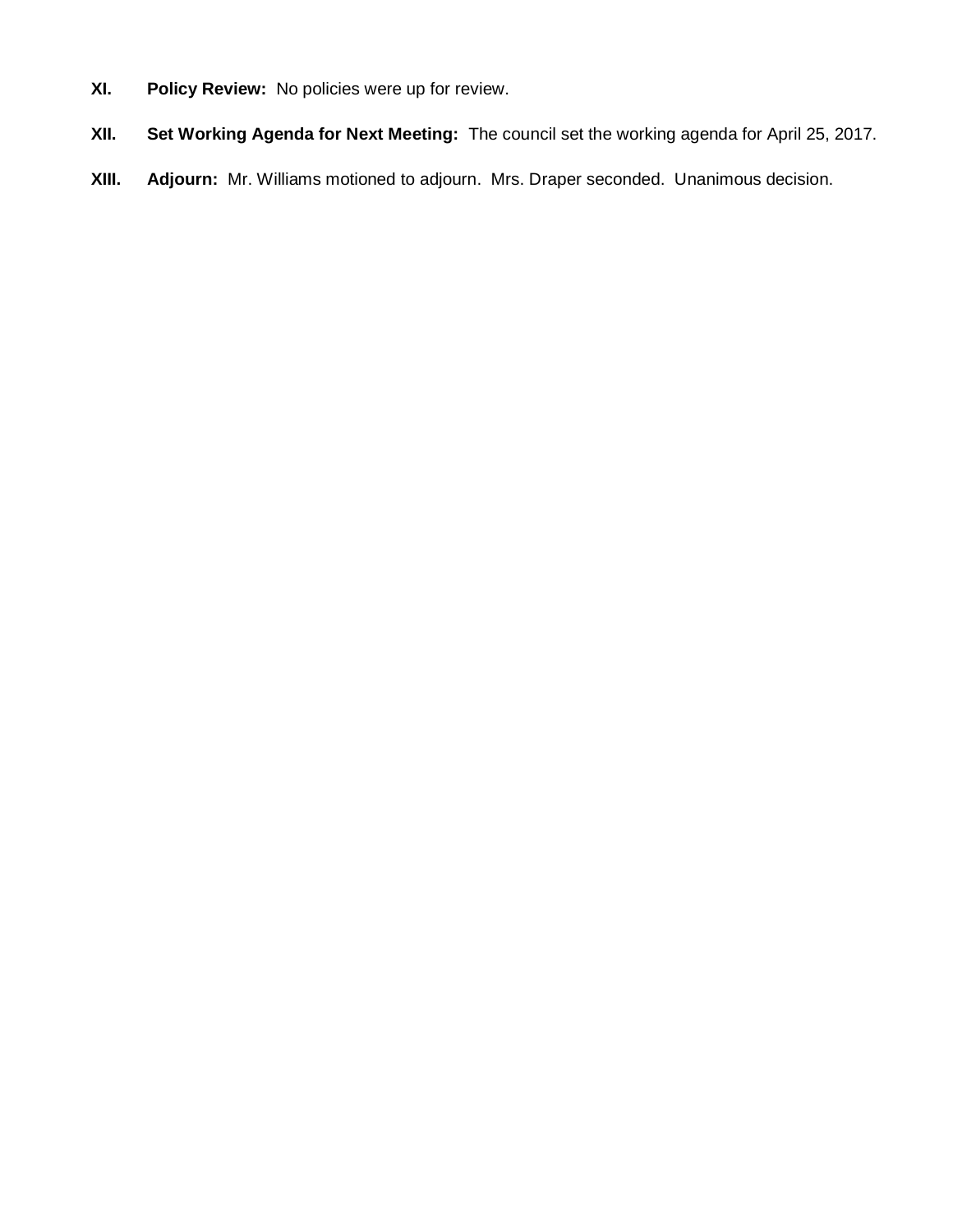XI. **Policy Review:** No policies were up for review.

XII. **Set Working Agenda for Next Meeting:** The council set the working agenda for April 25, 2017.

XIII. **Adjourn:** Mr. Williams motioned to adjourn. Mrs. Draper seconded. Unanimous decision.